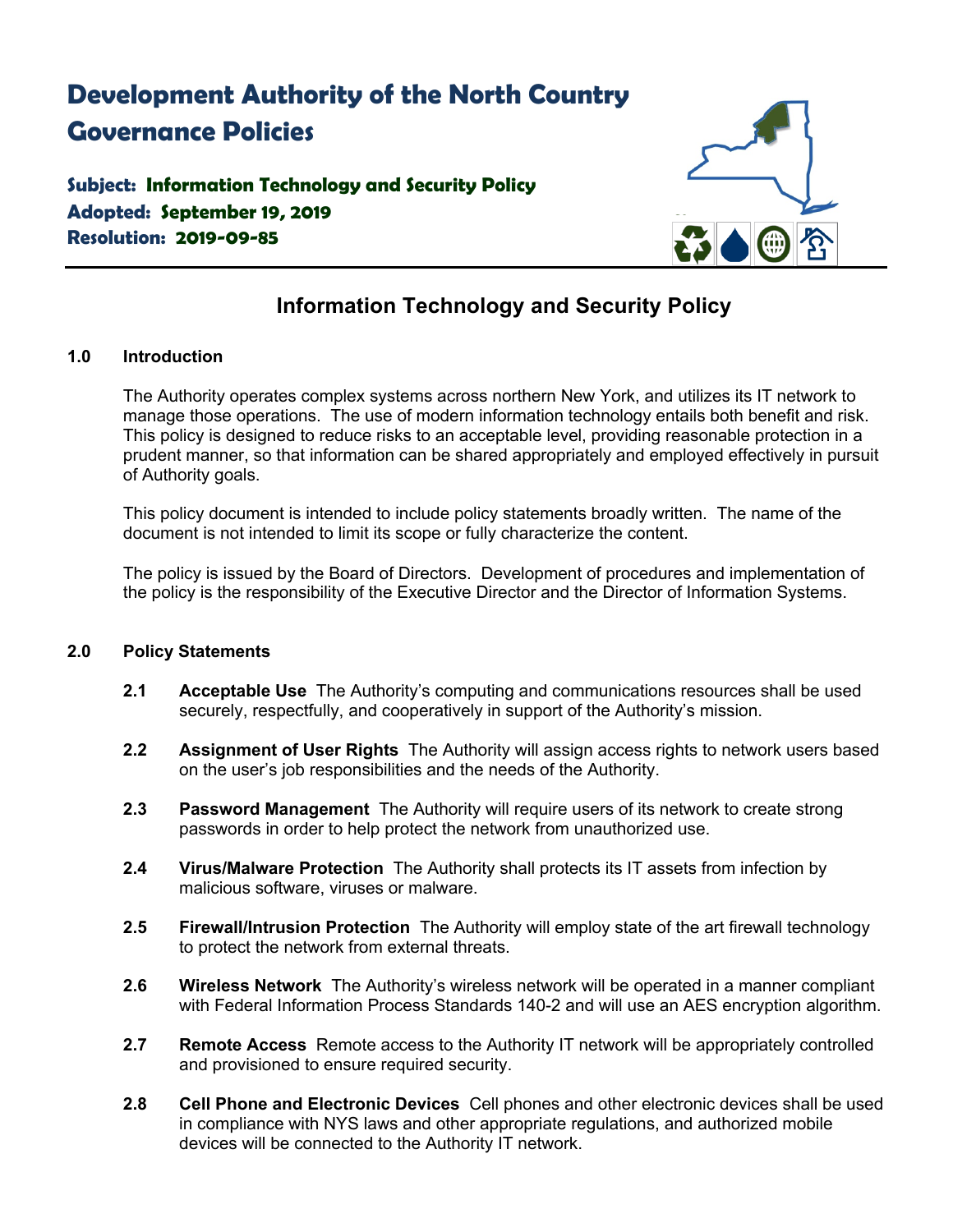# Development Authority of the North Country Governance Policies

**Subject: Information Technology and Security Policy**
**Adopted: September 19, 2019**
**Resolution: 2019-09-85**

## Information Technology and Security Policy

### 1.0 Introduction

The Authority operates complex systems across northern New York, and utilizes its IT network to manage those operations. The use of modern information technology entails both benefit and risk. This policy is designed to reduce risks to an acceptable level, providing reasonable protection in a prudent manner, so that information can be shared appropriately and employed effectively in pursuit of Authority goals.

This policy document is intended to include policy statements broadly written. The name of the document is not intended to limit its scope or fully characterize the content.

The policy is issued by the Board of Directors. Development of procedures and implementation of the policy is the responsibility of the Executive Director and the Director of Information Systems.

### 2.0 Policy Statements

**2.1 Acceptable Use** The Authority's computing and communications resources shall be used securely, respectfully, and cooperatively in support of the Authority's mission.

**2.2 Assignment of User Rights** The Authority will assign access rights to network users based on the user's job responsibilities and the needs of the Authority.

**2.3 Password Management** The Authority will require users of its network to create strong passwords in order to help protect the network from unauthorized use.

**2.4 Virus/Malware Protection** The Authority shall protects its IT assets from infection by malicious software, viruses or malware.

**2.5 Firewall/Intrusion Protection** The Authority will employ state of the art firewall technology to protect the network from external threats.

**2.6 Wireless Network** The Authority's wireless network will be operated in a manner compliant with Federal Information Process Standards 140-2 and will use an AES encryption algorithm.

**2.7 Remote Access** Remote access to the Authority IT network will be appropriately controlled and provisioned to ensure required security.

**2.8 Cell Phone and Electronic Devices** Cell phones and other electronic devices shall be used in compliance with NYS laws and other appropriate regulations, and authorized mobile devices will be connected to the Authority IT network.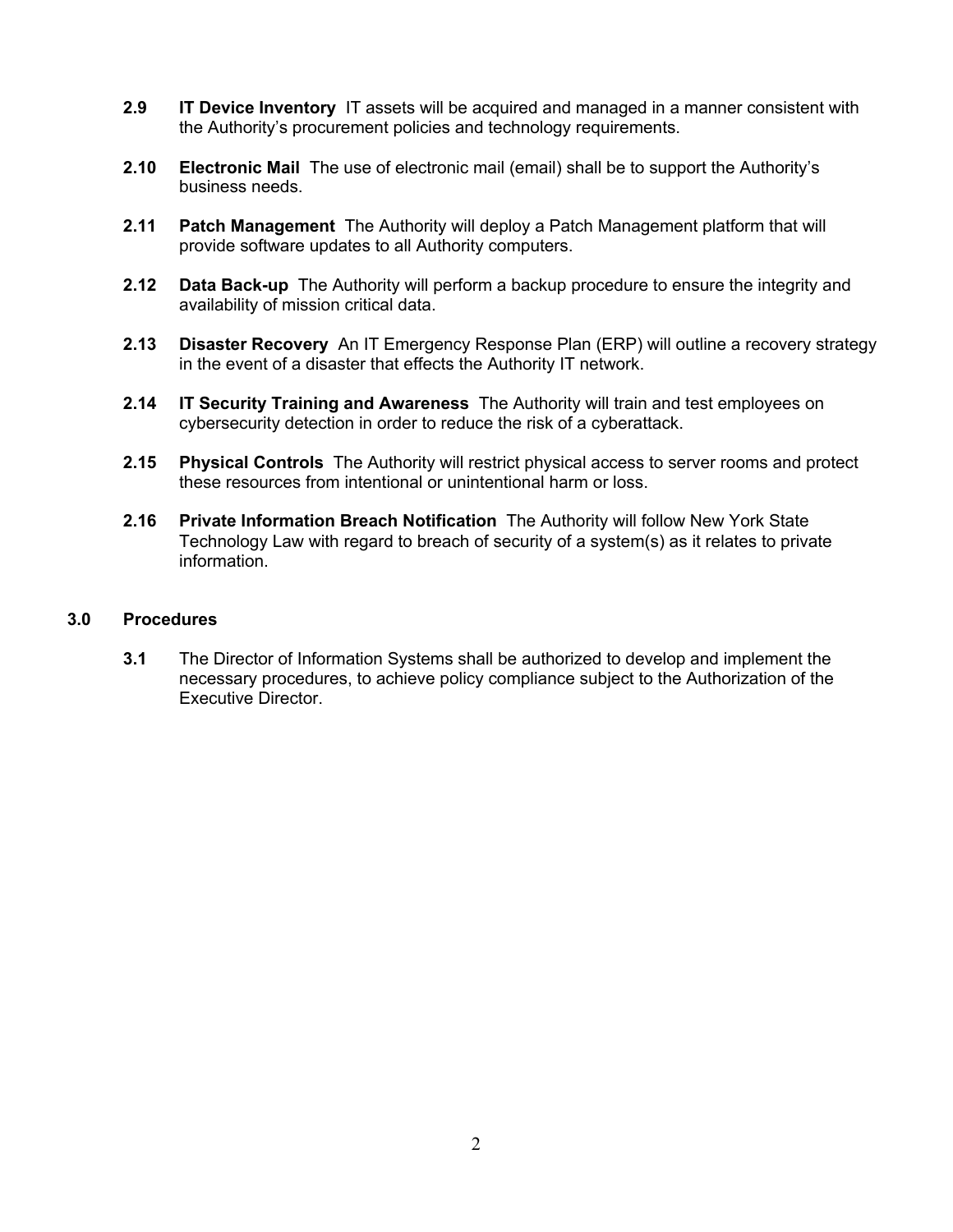**2.9 IT Device Inventory** IT assets will be acquired and managed in a manner consistent with the Authority's procurement policies and technology requirements.

**2.10 Electronic Mail** The use of electronic mail (email) shall be to support the Authority's business needs.

**2.11 Patch Management** The Authority will deploy a Patch Management platform that will provide software updates to all Authority computers.

**2.12 Data Back-up** The Authority will perform a backup procedure to ensure the integrity and availability of mission critical data.

**2.13 Disaster Recovery** An IT Emergency Response Plan (ERP) will outline a recovery strategy in the event of a disaster that effects the Authority IT network.

**2.14 IT Security Training and Awareness** The Authority will train and test employees on cybersecurity detection in order to reduce the risk of a cyberattack.

**2.15 Physical Controls** The Authority will restrict physical access to server rooms and protect these resources from intentional or unintentional harm or loss.

**2.16 Private Information Breach Notification** The Authority will follow New York State Technology Law with regard to breach of security of a system(s) as it relates to private information.

## 3.0 Procedures

**3.1** The Director of Information Systems shall be authorized to develop and implement the necessary procedures, to achieve policy compliance subject to the Authorization of the Executive Director.